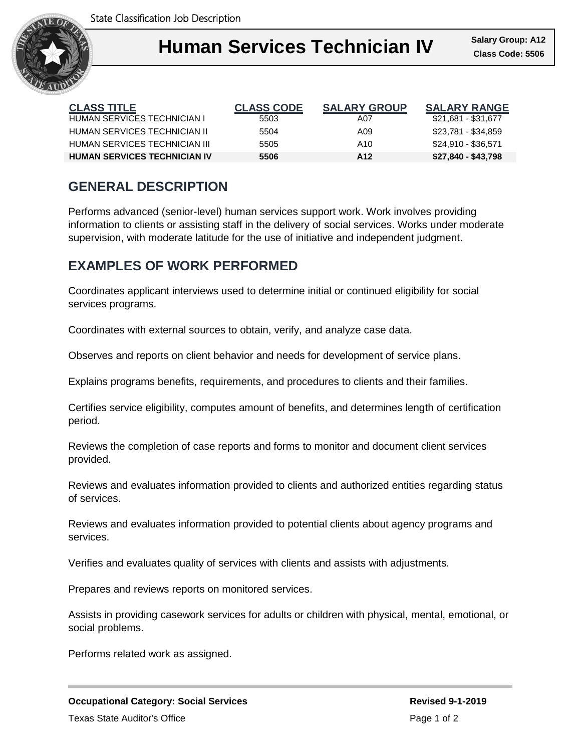# Human Services Technician IV

**Salary Group: A12**
**Class Code: 5506**

| CLASS TITLE | CLASS CODE | SALARY GROUP | SALARY RANGE |
|---|---|---|---|
| HUMAN SERVICES TECHNICIAN I | 5503 | A07 | $21,681 - $31,677 |
| HUMAN SERVICES TECHNICIAN II | 5504 | A09 | $23,781 - $34,859 |
| HUMAN SERVICES TECHNICIAN III | 5505 | A10 | $24,910 - $36,571 |
| **HUMAN SERVICES TECHNICIAN IV** | **5506** | **A12** | **$27,840 - $43,798** |

## GENERAL DESCRIPTION

Performs advanced (senior-level) human services support work. Work involves providing information to clients or assisting staff in the delivery of social services. Works under moderate supervision, with moderate latitude for the use of initiative and independent judgment.

## EXAMPLES OF WORK PERFORMED

Coordinates applicant interviews used to determine initial or continued eligibility for social services programs.

Coordinates with external sources to obtain, verify, and analyze case data.

Observes and reports on client behavior and needs for development of service plans.

Explains programs benefits, requirements, and procedures to clients and their families.

Certifies service eligibility, computes amount of benefits, and determines length of certification period.

Reviews the completion of case reports and forms to monitor and document client services provided.

Reviews and evaluates information provided to clients and authorized entities regarding status of services.

Reviews and evaluates information provided to potential clients about agency programs and services.

Verifies and evaluates quality of services with clients and assists with adjustments.

Prepares and reviews reports on monitored services.

Assists in providing casework services for adults or children with physical, mental, emotional, or social problems.

Performs related work as assigned.

**Occupational Category: Social Services**

**Revised 9-1-2019**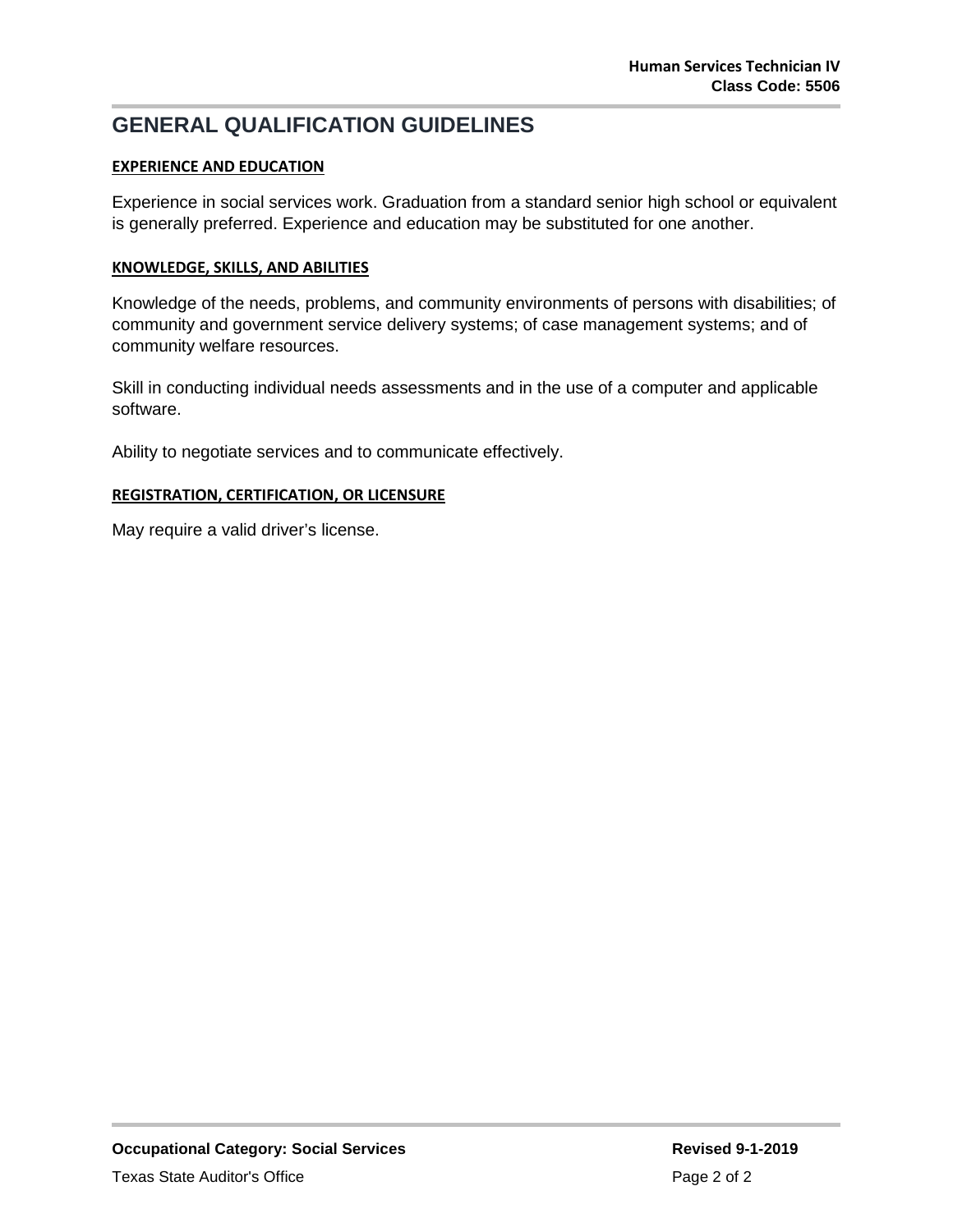# GENERAL QUALIFICATION GUIDELINES

### EXPERIENCE AND EDUCATION

Experience in social services work. Graduation from a standard senior high school or equivalent is generally preferred. Experience and education may be substituted for one another.

### KNOWLEDGE, SKILLS, AND ABILITIES

Knowledge of the needs, problems, and community environments of persons with disabilities; of community and government service delivery systems; of case management systems; and of community welfare resources.

Skill in conducting individual needs assessments and in the use of a computer and applicable software.

Ability to negotiate services and to communicate effectively.

### REGISTRATION, CERTIFICATION, OR LICENSURE

May require a valid driver's license.